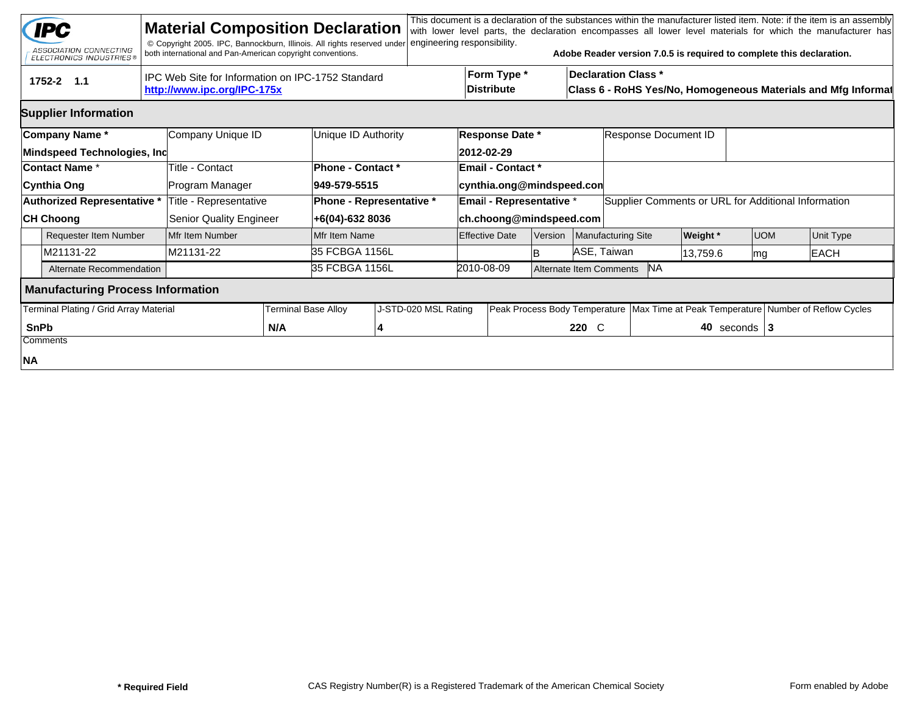# Material Composition Declaration

IPC — ASSOCIATION CONNECTING ELECTRONICS INDUSTRIES®

© Copyright 2005. IPC, Bannockburn, Illinois. All rights reserved under both international and Pan-American copyright conventions.

This document is a declaration of the substances within the manufacturer listed item. Note: if the item is an assembly with lower level parts, the declaration encompasses all lower level materials for which the manufacturer has engineering responsibility.

**Adobe Reader version 7.0.5 is required to complete this declaration.**

| 1752-2 1.1 | IPC Web Site for Information on IPC-1752 Standard | Form Type * | Declaration Class * |
|---|---|---|---|
| | **http://www.ipc.org/IPC-175x** | **Distribute** | **Class 6 - RoHS Yes/No, Homogeneous Materials and Mfg Informat** |

## Supplier Information

| **Company Name *** | Company Unique ID | Unique ID Authority | **Response Date *** | Response Document ID |
|---|---|---|---|---|
| **Mindspeed Technologies, Inc** | | | **2012-02-29** | |
| **Contact Name *** | Title - Contact | **Phone - Contact *** | **Email - Contact *** | |
| **Cynthia Ong** | Program Manager | **949-579-5515** | **cynthia.ong@mindspeed.con** | |
| **Authorized Representative *** | Title - Representative | **Phone - Representative *** | **Email - Representative *** | Supplier Comments or URL for Additional Information |
| **CH Choong** | Senior Quality Engineer | **+6(04)-632 8036** | **ch.choong@mindspeed.com** | |

| Requester Item Number | Mfr Item Number | Mfr Item Name | Effective Date | Version | Manufacturing Site | **Weight *** | UOM | Unit Type |
|---|---|---|---|---|---|---|---|---|
| M21131-22 | M21131-22 | 35 FCBGA 1156L | | B | ASE, Taiwan | 13,759.6 | mg | EACH |
| Alternate Recommendation | | 35 FCBGA 1156L | 2010-08-09 | Alternate Item Comments | NA | | | |

## Manufacturing Process Information

| Terminal Plating / Grid Array Material | Terminal Base Alloy | J-STD-020 MSL Rating | Peak Process Body Temperature | Max Time at Peak Temperature | Number of Reflow Cycles |
|---|---|---|---|---|---|
| **SnPb** | **N/A** | **4** | **220** C | **40** seconds | **3** |

Comments

**NA**

**\* Required Field**

CAS Registry Number(R) is a Registered Trademark of the American Chemical Society

Form enabled by Adobe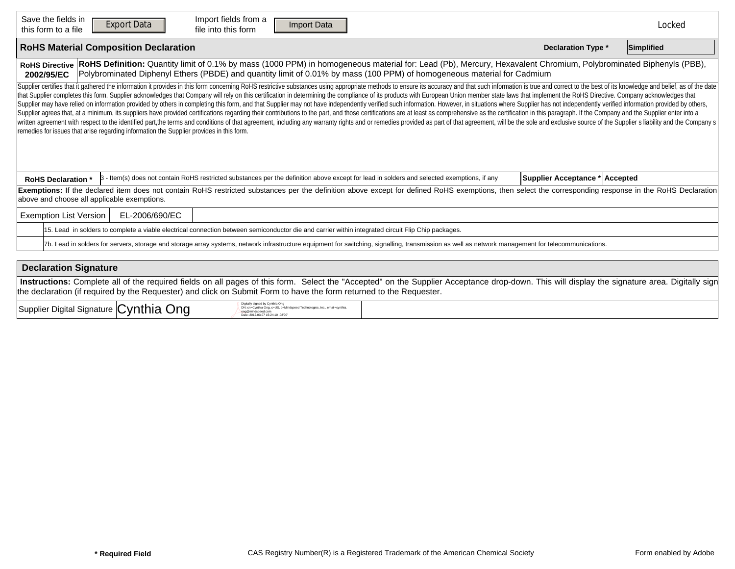Save the fields in this form to a file **Export Data** | Import fields from a file into this form **Import Data** | Locked

## RoHS Material Composition Declaration

**Declaration Type *** Simplified

| **RoHS Directive 2002/95/EC** | **RoHS Definition:** Quantity limit of 0.1% by mass (1000 PPM) in homogeneous material for: Lead (Pb), Mercury, Hexavalent Chromium, Polybrominated Biphenyls (PBB), Polybrominated Diphenyl Ethers (PBDE) and quantity limit of 0.01% by mass (100 PPM) of homogeneous material for Cadmium |
|---|---|

Supplier certifies that it gathered the information it provides in this form concerning RoHS restrictive substances using appropriate methods to ensure its accuracy and that such information is true and correct to the best of its knowledge and belief, as of the date that Supplier completes this form. Supplier acknowledges that Company will rely on this certification in determining the compliance of its products with European Union member state laws that implement the RoHS Directive. Company acknowledges that Supplier may have relied on information provided by others in completing this form, and that Supplier may not have independently verified such information. However, in situations where Supplier has not independently verified information provided by others, Supplier agrees that, at a minimum, its suppliers have provided certifications regarding their contributions to the part, and those certifications are at least as comprehensive as the certification in this paragraph. If the Company and the Supplier enter into a written agreement with respect to the identified part,the terms and conditions of that agreement, including any warranty rights and or remedies provided as part of that agreement, will be the sole and exclusive source of the Supplier s liability and the Company s remedies for issues that arise regarding information the Supplier provides in this form.

| **RoHS Declaration *** | 3 - Item(s) does not contain RoHS restricted substances per the definition above except for lead in solders and selected exemptions, if any | **Supplier Acceptance *** | **Accepted** |
|---|---|---|---|

**Exemptions:** If the declared item does not contain RoHS restricted substances per the definition above except for defined RoHS exemptions, then select the corresponding response in the RoHS Declaration above and choose all applicable exemptions.

| Exemption List Version | EL-2006/690/EC |
|---|---|
| | 15. Lead in solders to complete a viable electrical connection between semiconductor die and carrier within integrated circuit Flip Chip packages. |
| | 7b. Lead in solders for servers, storage and storage array systems, network infrastructure equipment for switching, signalling, transmission as well as network management for telecommunications. |

## Declaration Signature

**Instructions:** Complete all of the required fields on all pages of this form. Select the "Accepted" on the Supplier Acceptance drop-down. This will display the signature area. Digitally sign the declaration (if required by the Requester) and click on Submit Form to have the form returned to the Requester.

| Supplier Digital Signature | Cynthia Ong | Digitally signed by Cynthia Ong DN: cn=Cynthia Ong, c=US, o=Mindspeed Technologies, Inc., email=cynthia.ong@mindspeed.com Date: 2012.03.07 15:24:10 -08'00' |
|---|---|---|

**\* Required Field** CAS Registry Number(R) is a Registered Trademark of the American Chemical Society Form enabled by Adobe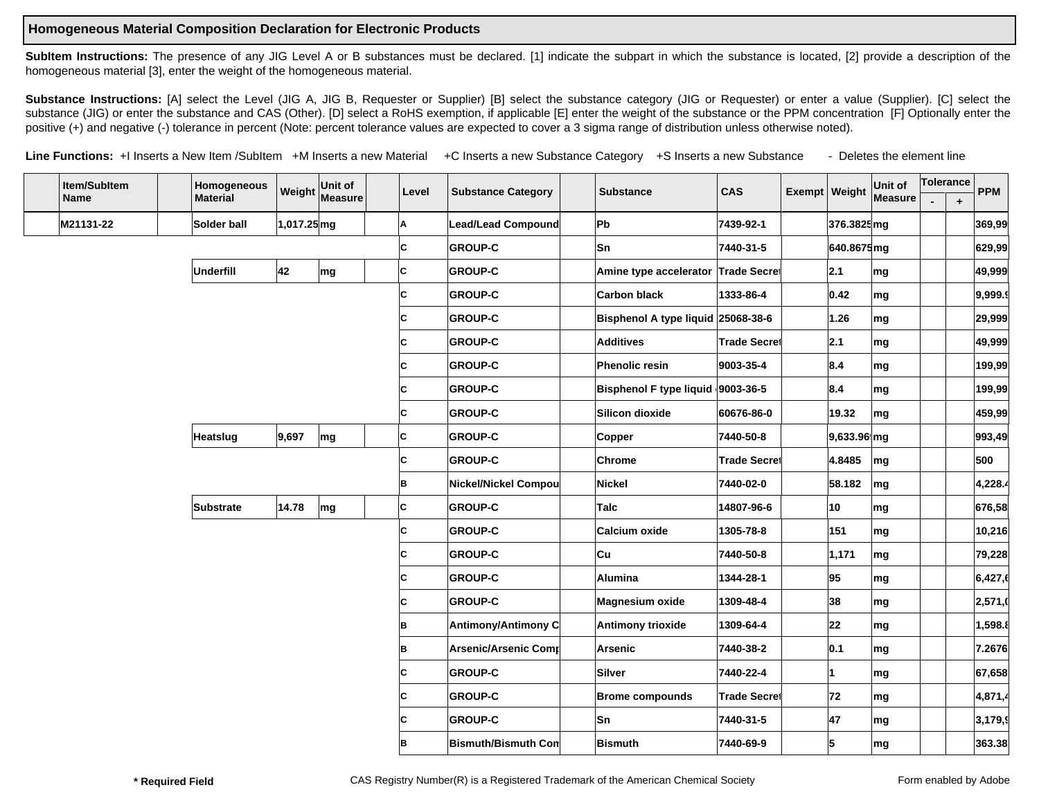## Homogeneous Material Composition Declaration for Electronic Products

**SubItem Instructions:** The presence of any JIG Level A or B substances must be declared. [1] indicate the subpart in which the substance is located, [2] provide a description of the homogeneous material [3], enter the weight of the homogeneous material.

**Substance Instructions:** [A] select the Level (JIG A, JIG B, Requester or Supplier) [B] select the substance category (JIG or Requester) or enter a value (Supplier). [C] select the substance (JIG) or enter the substance and CAS (Other). [D] select a RoHS exemption, if applicable [E] enter the weight of the substance or the PPM concentration [F] Optionally enter the positive (+) and negative (-) tolerance in percent (Note: percent tolerance values are expected to cover a 3 sigma range of distribution unless otherwise noted).

**Line Functions:** +I Inserts a New Item /SubItem +M Inserts a new Material +C Inserts a new Substance Category +S Inserts a new Substance - Deletes the element line

| | Item/SubItem Name | | Homogeneous Material | Weight | Unit of Measure | | Level | Substance Category | | Substance | CAS | Exempt | Weight | Unit of Measure | Tolerance | | PPM |
|---|---|---|---|---|---|---|---|---|---|---|---|---|---|---|---|---|---|
| | | | | | | | | | | | | | | | - | + | |
| | M21131-22 | | Solder ball | 1,017.25 | mg | | A | Lead/Lead Compound | | Pb | 7439-92-1 | | 376.3825 | mg | | | 369,99 |
| | | | | | | | C | GROUP-C | | Sn | 7440-31-5 | | 640.8675 | mg | | | 629,99 |
| | | | Underfill | 42 | mg | | C | GROUP-C | | Amine type accelerator | Trade Secret | | 2.1 | mg | | | 49,999 |
| | | | | | | | C | GROUP-C | | Carbon black | 1333-86-4 | | 0.42 | mg | | | 9,999.9 |
| | | | | | | | C | GROUP-C | | Bisphenol A type liquid | 25068-38-6 | | 1.26 | mg | | | 29,999 |
| | | | | | | | C | GROUP-C | | Additives | Trade Secret | | 2.1 | mg | | | 49,999 |
| | | | | | | | C | GROUP-C | | Phenolic resin | 9003-35-4 | | 8.4 | mg | | | 199,99 |
| | | | | | | | C | GROUP-C | | Bisphenol F type liquid | 9003-36-5 | | 8.4 | mg | | | 199,99 |
| | | | | | | | C | GROUP-C | | Silicon dioxide | 60676-86-0 | | 19.32 | mg | | | 459,99 |
| | | | Heatslug | 9,697 | mg | | C | GROUP-C | | Copper | 7440-50-8 | | 9,633.96 | mg | | | 993,49 |
| | | | | | | | C | GROUP-C | | Chrome | Trade Secret | | 4.8485 | mg | | | 500 |
| | | | | | | | B | Nickel/Nickel Compou | | Nickel | 7440-02-0 | | 58.182 | mg | | | 4,228.4 |
| | | | Substrate | 14.78 | mg | | C | GROUP-C | | Talc | 14807-96-6 | | 10 | mg | | | 676,58 |
| | | | | | | | C | GROUP-C | | Calcium oxide | 1305-78-8 | | 151 | mg | | | 10,216 |
| | | | | | | | C | GROUP-C | | Cu | 7440-50-8 | | 1,171 | mg | | | 79,228 |
| | | | | | | | C | GROUP-C | | Alumina | 1344-28-1 | | 95 | mg | | | 6,427,6 |
| | | | | | | | C | GROUP-C | | Magnesium oxide | 1309-48-4 | | 38 | mg | | | 2,571,0 |
| | | | | | | | B | Antimony/Antimony C | | Antimony trioxide | 1309-64-4 | | 22 | mg | | | 1,598.8 |
| | | | | | | | B | Arsenic/Arsenic Comp | | Arsenic | 7440-38-2 | | 0.1 | mg | | | 7.2676 |
| | | | | | | | C | GROUP-C | | Silver | 7440-22-4 | | 1 | mg | | | 67,658 |
| | | | | | | | C | GROUP-C | | Brome compounds | Trade Secret | | 72 | mg | | | 4,871,4 |
| | | | | | | | C | GROUP-C | | Sn | 7440-31-5 | | 47 | mg | | | 3,179,9 |
| | | | | | | | B | Bismuth/Bismuth Com | | Bismuth | 7440-69-9 | | 5 | mg | | | 363.38 |

**\* Required Field** CAS Registry Number(R) is a Registered Trademark of the American Chemical Society Form enabled by Adobe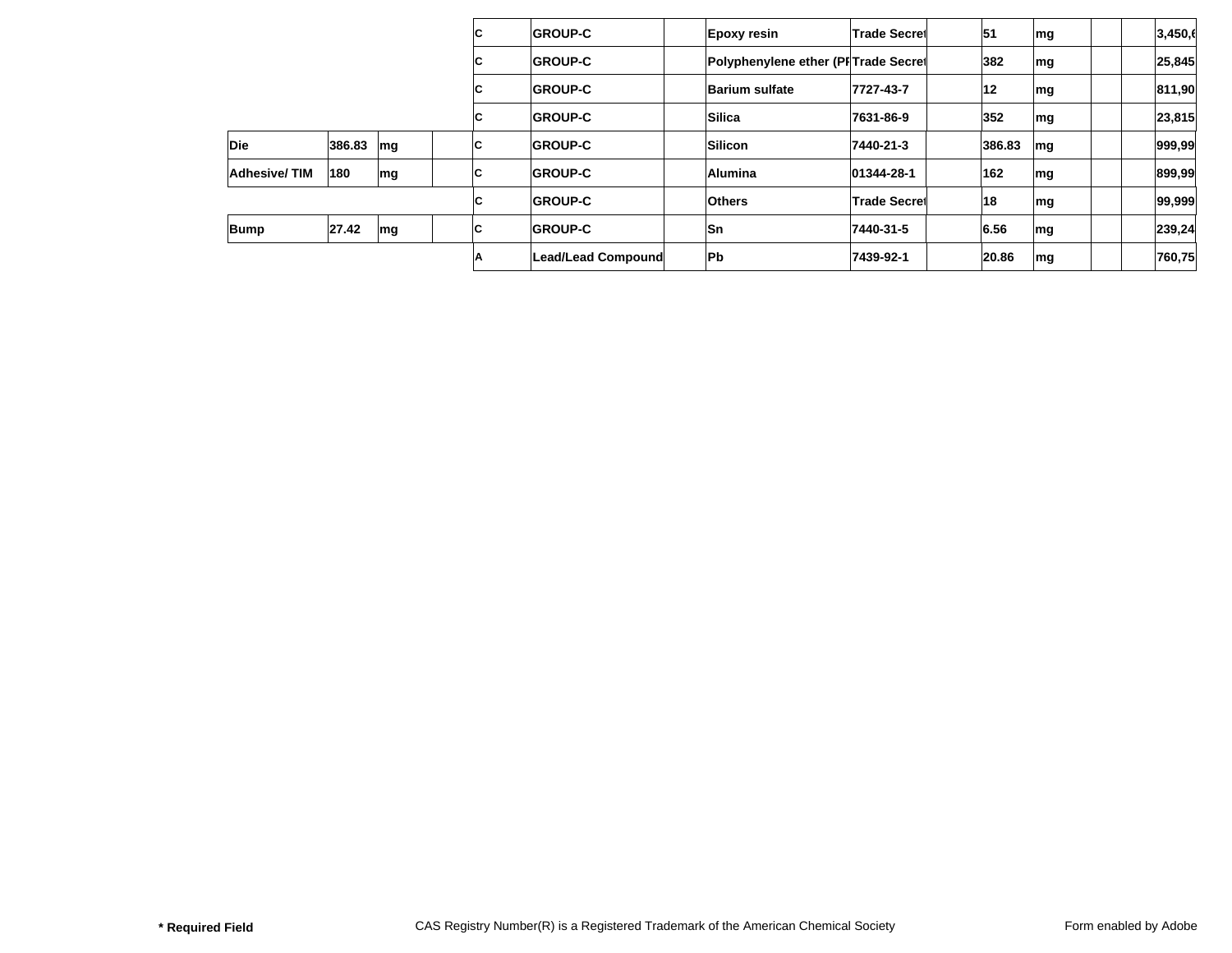| | | | | | | | | | | | | | |
|---|---|---|---|---|---|---|---|---|---|---|---|---|---|
| | | | | C | GROUP-C | | Epoxy resin | Trade Secret | | 51 | mg | | | 3,450,6 |
| | | | | C | GROUP-C | | Polyphenylene ether (PI | Trade Secret | | 382 | mg | | | 25,845 |
| | | | | C | GROUP-C | | Barium sulfate | 7727-43-7 | | 12 | mg | | | 811,90 |
| | | | | C | GROUP-C | | Silica | 7631-86-9 | | 352 | mg | | | 23,815 |
| Die | 386.83 | mg | | C | GROUP-C | | Silicon | 7440-21-3 | | 386.83 | mg | | | 999,99 |
| Adhesive/ TIM | 180 | mg | | C | GROUP-C | | Alumina | 01344-28-1 | | 162 | mg | | | 899,99 |
| | | | | C | GROUP-C | | Others | Trade Secret | | 18 | mg | | | 99,999 |
| Bump | 27.42 | mg | | C | GROUP-C | | Sn | 7440-31-5 | | 6.56 | mg | | | 239,24 |
| | | | | A | Lead/Lead Compound | | Pb | 7439-92-1 | | 20.86 | mg | | | 760,75 |

**\* Required Field** CAS Registry Number(R) is a Registered Trademark of the American Chemical Society Form enabled by Adobe